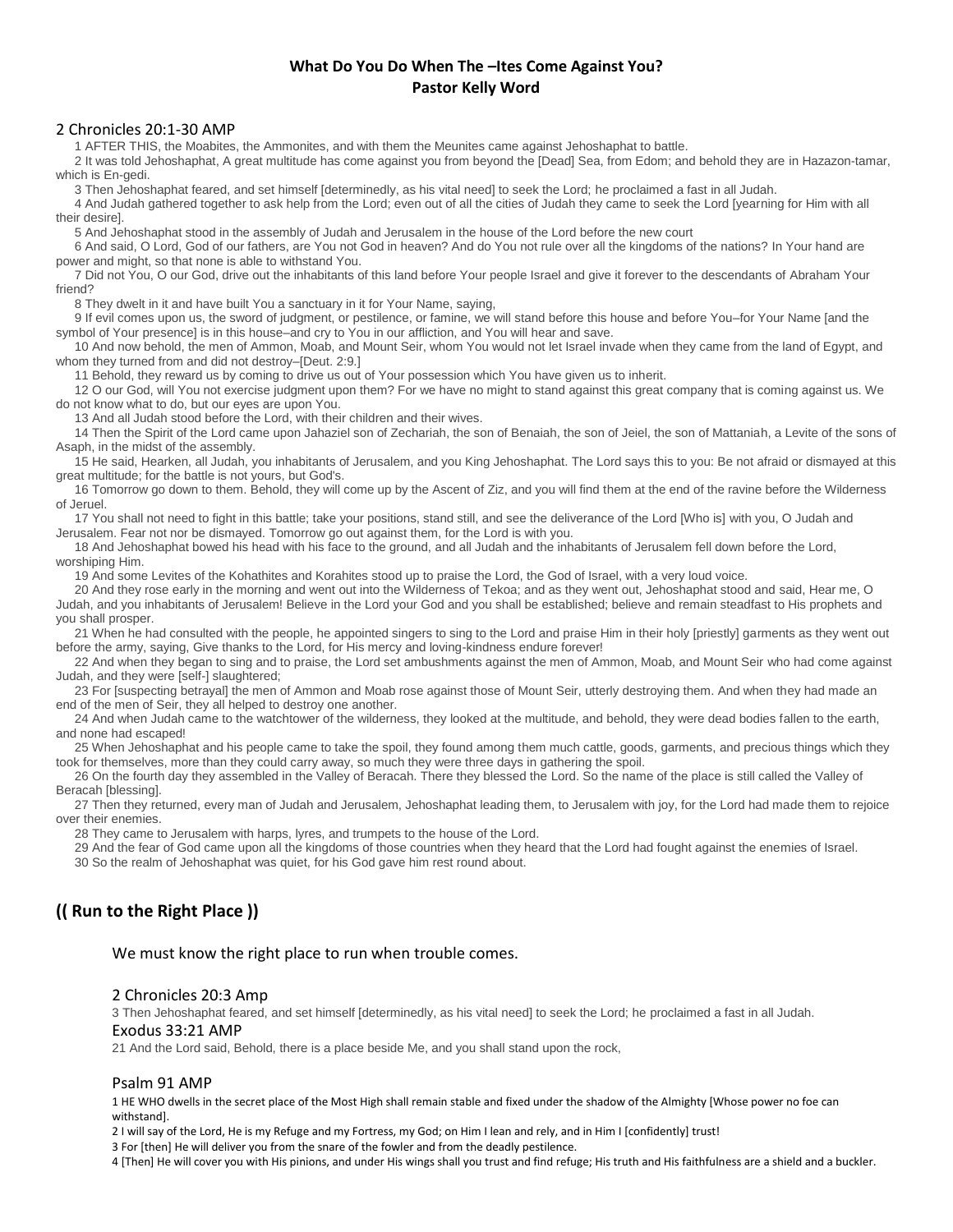**What Do You Do When The –Ites Come Against You?**
**Pastor Kelly Word**

2 Chronicles 20:1-30 AMP

1 AFTER THIS, the Moabites, the Ammonites, and with them the Meunites came against Jehoshaphat to battle.

2 It was told Jehoshaphat, A great multitude has come against you from beyond the [Dead] Sea, from Edom; and behold they are in Hazazon-tamar, which is En-gedi.

3 Then Jehoshaphat feared, and set himself [determinedly, as his vital need] to seek the Lord; he proclaimed a fast in all Judah.

4 And Judah gathered together to ask help from the Lord; even out of all the cities of Judah they came to seek the Lord [yearning for Him with all their desire].

5 And Jehoshaphat stood in the assembly of Judah and Jerusalem in the house of the Lord before the new court

6 And said, O Lord, God of our fathers, are You not God in heaven? And do You not rule over all the kingdoms of the nations? In Your hand are power and might, so that none is able to withstand You.

7 Did not You, O our God, drive out the inhabitants of this land before Your people Israel and give it forever to the descendants of Abraham Your friend?

8 They dwelt in it and have built You a sanctuary in it for Your Name, saying,

9 If evil comes upon us, the sword of judgment, or pestilence, or famine, we will stand before this house and before You–for Your Name [and the symbol of Your presence] is in this house–and cry to You in our affliction, and You will hear and save.

10 And now behold, the men of Ammon, Moab, and Mount Seir, whom You would not let Israel invade when they came from the land of Egypt, and whom they turned from and did not destroy–[Deut. 2:9.]

11 Behold, they reward us by coming to drive us out of Your possession which You have given us to inherit.

12 O our God, will You not exercise judgment upon them? For we have no might to stand against this great company that is coming against us. We do not know what to do, but our eyes are upon You.

13 And all Judah stood before the Lord, with their children and their wives.

14 Then the Spirit of the Lord came upon Jahaziel son of Zechariah, the son of Benaiah, the son of Jeiel, the son of Mattaniah, a Levite of the sons of Asaph, in the midst of the assembly.

15 He said, Hearken, all Judah, you inhabitants of Jerusalem, and you King Jehoshaphat. The Lord says this to you: Be not afraid or dismayed at this great multitude; for the battle is not yours, but God's.

16 Tomorrow go down to them. Behold, they will come up by the Ascent of Ziz, and you will find them at the end of the ravine before the Wilderness of Jeruel.

17 You shall not need to fight in this battle; take your positions, stand still, and see the deliverance of the Lord [Who is] with you, O Judah and Jerusalem. Fear not nor be dismayed. Tomorrow go out against them, for the Lord is with you.

18 And Jehoshaphat bowed his head with his face to the ground, and all Judah and the inhabitants of Jerusalem fell down before the Lord, worshiping Him.

19 And some Levites of the Kohathites and Korahites stood up to praise the Lord, the God of Israel, with a very loud voice.

20 And they rose early in the morning and went out into the Wilderness of Tekoa; and as they went out, Jehoshaphat stood and said, Hear me, O Judah, and you inhabitants of Jerusalem! Believe in the Lord your God and you shall be established; believe and remain steadfast to His prophets and you shall prosper.

21 When he had consulted with the people, he appointed singers to sing to the Lord and praise Him in their holy [priestly] garments as they went out before the army, saying, Give thanks to the Lord, for His mercy and loving-kindness endure forever!

22 And when they began to sing and to praise, the Lord set ambushments against the men of Ammon, Moab, and Mount Seir who had come against Judah, and they were [self-] slaughtered;

23 For [suspecting betrayal] the men of Ammon and Moab rose against those of Mount Seir, utterly destroying them. And when they had made an end of the men of Seir, they all helped to destroy one another.

24 And when Judah came to the watchtower of the wilderness, they looked at the multitude, and behold, they were dead bodies fallen to the earth, and none had escaped!

25 When Jehoshaphat and his people came to take the spoil, they found among them much cattle, goods, garments, and precious things which they took for themselves, more than they could carry away, so much they were three days in gathering the spoil.

26 On the fourth day they assembled in the Valley of Beracah. There they blessed the Lord. So the name of the place is still called the Valley of Beracah [blessing].

27 Then they returned, every man of Judah and Jerusalem, Jehoshaphat leading them, to Jerusalem with joy, for the Lord had made them to rejoice over their enemies.

28 They came to Jerusalem with harps, lyres, and trumpets to the house of the Lord.

29 And the fear of God came upon all the kingdoms of those countries when they heard that the Lord had fought against the enemies of Israel.

30 So the realm of Jehoshaphat was quiet, for his God gave him rest round about.

## (( Run to the Right Place ))

We must know the right place to run when trouble comes.

2 Chronicles 20:3 Amp

3 Then Jehoshaphat feared, and set himself [determinedly, as his vital need] to seek the Lord; he proclaimed a fast in all Judah.

Exodus 33:21 AMP

21 And the Lord said, Behold, there is a place beside Me, and you shall stand upon the rock,

Psalm 91 AMP

1 HE WHO dwells in the secret place of the Most High shall remain stable and fixed under the shadow of the Almighty [Whose power no foe can withstand].

2 I will say of the Lord, He is my Refuge and my Fortress, my God; on Him I lean and rely, and in Him I [confidently] trust!

3 For [then] He will deliver you from the snare of the fowler and from the deadly pestilence.

4 [Then] He will cover you with His pinions, and under His wings shall you trust and find refuge; His truth and His faithfulness are a shield and a buckler.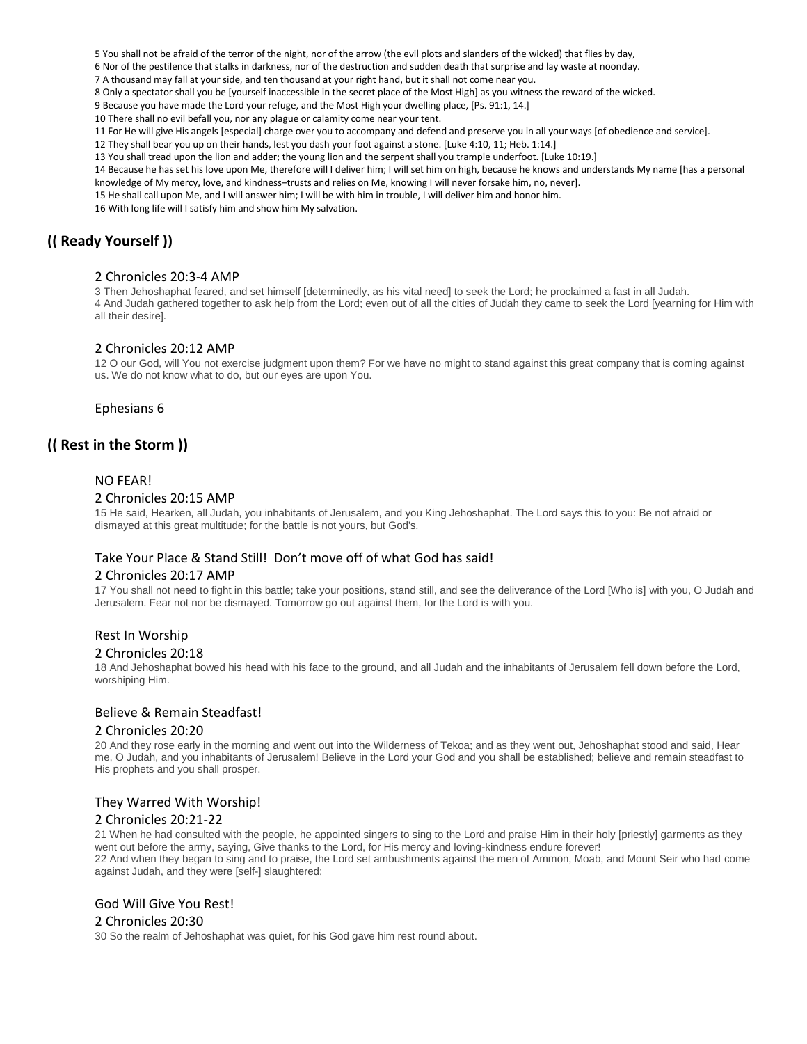5 You shall not be afraid of the terror of the night, nor of the arrow (the evil plots and slanders of the wicked) that flies by day,
6 Nor of the pestilence that stalks in darkness, nor of the destruction and sudden death that surprise and lay waste at noonday.
7 A thousand may fall at your side, and ten thousand at your right hand, but it shall not come near you.
8 Only a spectator shall you be [yourself inaccessible in the secret place of the Most High] as you witness the reward of the wicked.
9 Because you have made the Lord your refuge, and the Most High your dwelling place, [Ps. 91:1, 14.]
10 There shall no evil befall you, nor any plague or calamity come near your tent.
11 For He will give His angels [especial] charge over you to accompany and defend and preserve you in all your ways [of obedience and service].
12 They shall bear you up on their hands, lest you dash your foot against a stone. [Luke 4:10, 11; Heb. 1:14.]
13 You shall tread upon the lion and adder; the young lion and the serpent shall you trample underfoot. [Luke 10:19.]
14 Because he has set his love upon Me, therefore will I deliver him; I will set him on high, because he knows and understands My name [has a personal knowledge of My mercy, love, and kindness–trusts and relies on Me, knowing I will never forsake him, no, never].
15 He shall call upon Me, and I will answer him; I will be with him in trouble, I will deliver him and honor him.
16 With long life will I satisfy him and show him My salvation.

## (( Ready Yourself ))

### 2 Chronicles 20:3-4 AMP

3 Then Jehoshaphat feared, and set himself [determinedly, as his vital need] to seek the Lord; he proclaimed a fast in all Judah.
4 And Judah gathered together to ask help from the Lord; even out of all the cities of Judah they came to seek the Lord [yearning for Him with all their desire].

### 2 Chronicles 20:12 AMP

12 O our God, will You not exercise judgment upon them? For we have no might to stand against this great company that is coming against us. We do not know what to do, but our eyes are upon You.

Ephesians 6

## (( Rest in the Storm ))

NO FEAR!

### 2 Chronicles 20:15 AMP

15 He said, Hearken, all Judah, you inhabitants of Jerusalem, and you King Jehoshaphat. The Lord says this to you: Be not afraid or dismayed at this great multitude; for the battle is not yours, but God's.

### Take Your Place & Stand Still! Don't move off of what God has said!

### 2 Chronicles 20:17 AMP

17 You shall not need to fight in this battle; take your positions, stand still, and see the deliverance of the Lord [Who is] with you, O Judah and Jerusalem. Fear not nor be dismayed. Tomorrow go out against them, for the Lord is with you.

### Rest In Worship

### 2 Chronicles 20:18

18 And Jehoshaphat bowed his head with his face to the ground, and all Judah and the inhabitants of Jerusalem fell down before the Lord, worshiping Him.

### Believe & Remain Steadfast!

### 2 Chronicles 20:20

20 And they rose early in the morning and went out into the Wilderness of Tekoa; and as they went out, Jehoshaphat stood and said, Hear me, O Judah, and you inhabitants of Jerusalem! Believe in the Lord your God and you shall be established; believe and remain steadfast to His prophets and you shall prosper.

### They Warred With Worship!

### 2 Chronicles 20:21-22

21 When he had consulted with the people, he appointed singers to sing to the Lord and praise Him in their holy [priestly] garments as they went out before the army, saying, Give thanks to the Lord, for His mercy and loving-kindness endure forever!
22 And when they began to sing and to praise, the Lord set ambushments against the men of Ammon, Moab, and Mount Seir who had come against Judah, and they were [self-] slaughtered;

### God Will Give You Rest!

### 2 Chronicles 20:30

30 So the realm of Jehoshaphat was quiet, for his God gave him rest round about.